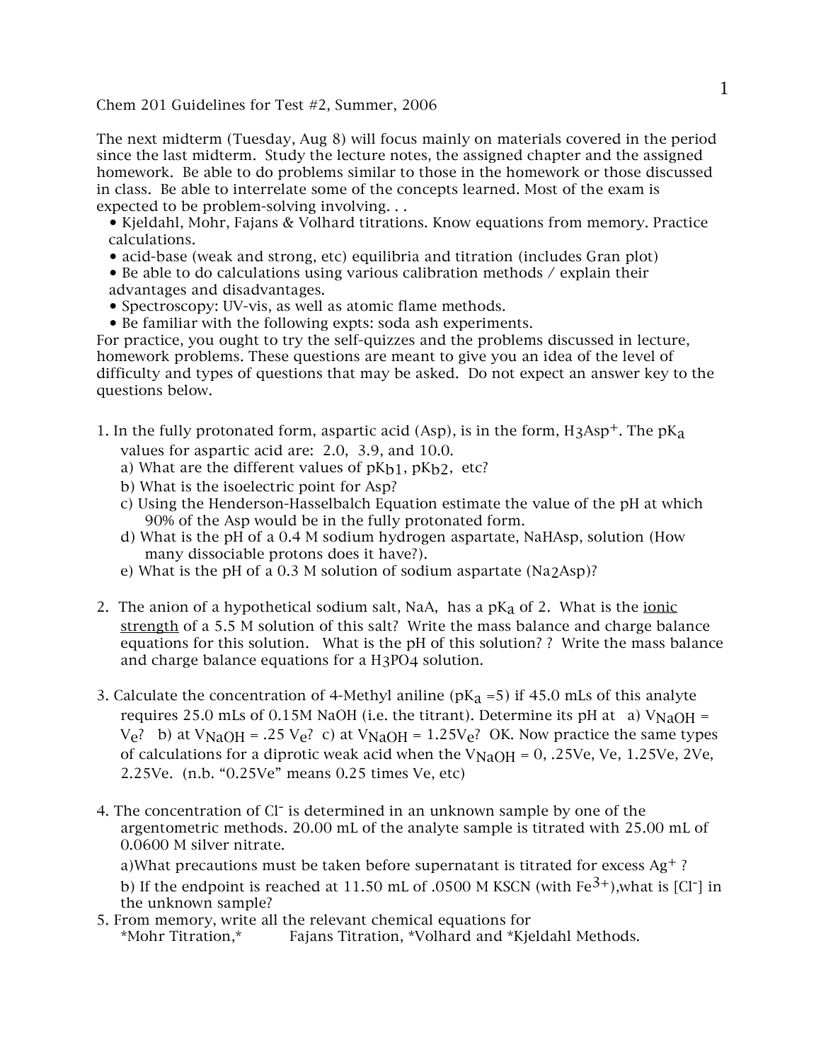Chem 201 Guidelines for Test #2, Summer, 2006

The next midterm (Tuesday, Aug 8) will focus mainly on materials covered in the period since the last midterm. Study the lecture notes, the assigned chapter and the assigned homework. Be able to do problems similar to those in the homework or those discussed in class. Be able to interrelate some of the concepts learned. Most of the exam is expected to be problem-solving involving. . .

- Kjeldahl, Mohr, Fajans & Volhard titrations. Know equations from memory. Practice calculations.
- acid-base (weak and strong, etc) equilibria and titration (includes Gran plot)
- Be able to do calculations using various calibration methods / explain their advantages and disadvantages.
- Spectroscopy: UV-vis, as well as atomic flame methods.
- Be familiar with the following expts: soda ash experiments.

For practice, you ought to try the self-quizzes and the problems discussed in lecture, homework problems. These questions are meant to give you an idea of the level of difficulty and types of questions that may be asked. Do not expect an answer key to the questions below.

1. In the fully protonated form, aspartic acid (Asp), is in the form, $H_3Asp^+$. The $pK_a$ values for aspartic acid are: 2.0, 3.9, and 10.0.
   a) What are the different values of $pK_{b1}$, $pK_{b2}$, etc?
   b) What is the isoelectric point for Asp?
   c) Using the Henderson-Hasselbalch Equation estimate the value of the pH at which 90% of the Asp would be in the fully protonated form.
   d) What is the pH of a 0.4 M sodium hydrogen aspartate, NaHAsp, solution (How many dissociable protons does it have?).
   e) What is the pH of a 0.3 M solution of sodium aspartate ($Na_2Asp$)?

2. The anion of a hypothetical sodium salt, NaA, has a $pK_a$ of 2. What is the <u>ionic strength</u> of a 5.5 M solution of this salt? Write the mass balance and charge balance equations for this solution. What is the pH of this solution? ? Write the mass balance and charge balance equations for a $H_3PO_4$ solution.

3. Calculate the concentration of 4-Methyl aniline ($pK_a$ =5) if 45.0 mLs of this analyte requires 25.0 mLs of 0.15M NaOH (i.e. the titrant). Determine its pH at a) $V_{NaOH} = V_e$? b) at $V_{NaOH} = .25\ V_e$? c) at $V_{NaOH} = 1.25V_e$? OK. Now practice the same types of calculations for a diprotic weak acid when the $V_{NaOH}$ = 0, .25Ve, Ve, 1.25Ve, 2Ve, 2.25Ve. (n.b. "0.25Ve" means 0.25 times Ve, etc)

4. The concentration of $Cl^-$ is determined in an unknown sample by one of the argentometric methods. 20.00 mL of the analyte sample is titrated with 25.00 mL of 0.0600 M silver nitrate.

   a)What precautions must be taken before supernatant is titrated for excess $Ag^+$ ?

   b) If the endpoint is reached at 11.50 mL of .0500 M KSCN (with $Fe^{3+}$),what is $[Cl^-]$ in the unknown sample?

5. From memory, write all the relevant chemical equations for
   *Mohr Titration,* Fajans Titration, *Volhard and *Kjeldahl Methods.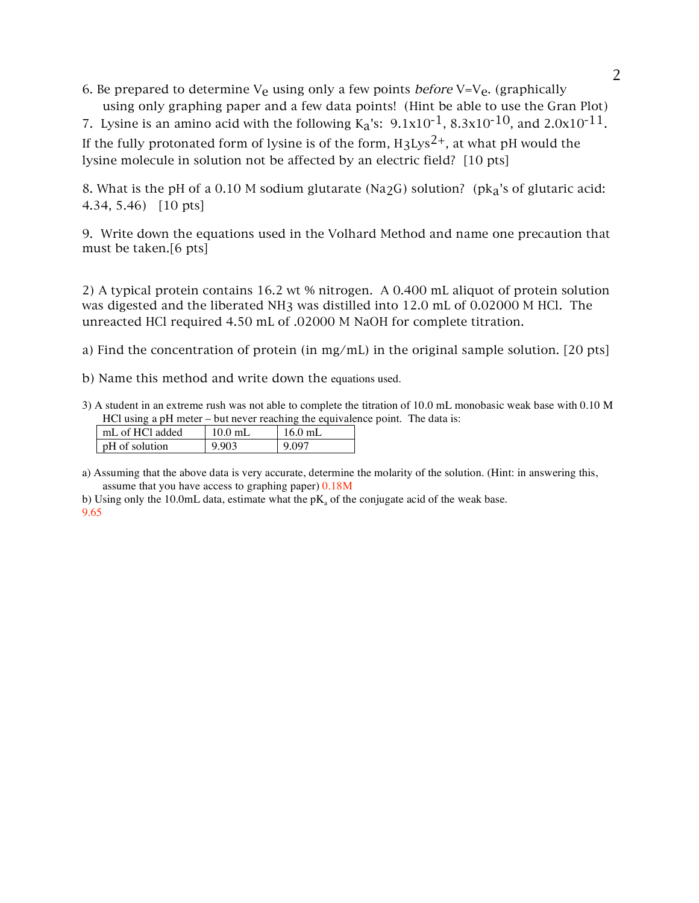6. Be prepared to determine $V_e$ using only a few points *before* $V=V_e$. (graphically using only graphing paper and a few data points! (Hint be able to use the Gran Plot)

7. Lysine is an amino acid with the following $K_a$'s: $9.1 \times 10^{-1}$, $8.3 \times 10^{-10}$, and $2.0 \times 10^{-11}$. If the fully protonated form of lysine is of the form, $H_3Lys^{2+}$, at what pH would the lysine molecule in solution not be affected by an electric field? [10 pts]

8. What is the pH of a 0.10 M sodium glutarate ($Na_2G$) solution? ($pk_a$'s of glutaric acid: 4.34, 5.46) [10 pts]

9. Write down the equations used in the Volhard Method and name one precaution that must be taken.[6 pts]

2) A typical protein contains 16.2 wt % nitrogen. A 0.400 mL aliquot of protein solution was digested and the liberated $NH_3$ was distilled into 12.0 mL of 0.02000 M HCl. The unreacted HCl required 4.50 mL of .02000 M NaOH for complete titration.

a) Find the concentration of protein (in mg/mL) in the original sample solution. [20 pts]

b) Name this method and write down the equations used.

3) A student in an extreme rush was not able to complete the titration of 10.0 mL monobasic weak base with 0.10 M HCl using a pH meter – but never reaching the equivalence point. The data is:

| | | |
|---|---|---|
| mL of HCl added | 10.0 mL | 16.0 mL |
| pH of solution | 9.903 | 9.097 |

a) Assuming that the above data is very accurate, determine the molarity of the solution. (Hint: in answering this, assume that you have access to graphing paper) 0.18M

b) Using only the 10.0mL data, estimate what the $pK_a$ of the conjugate acid of the weak base.

9.65